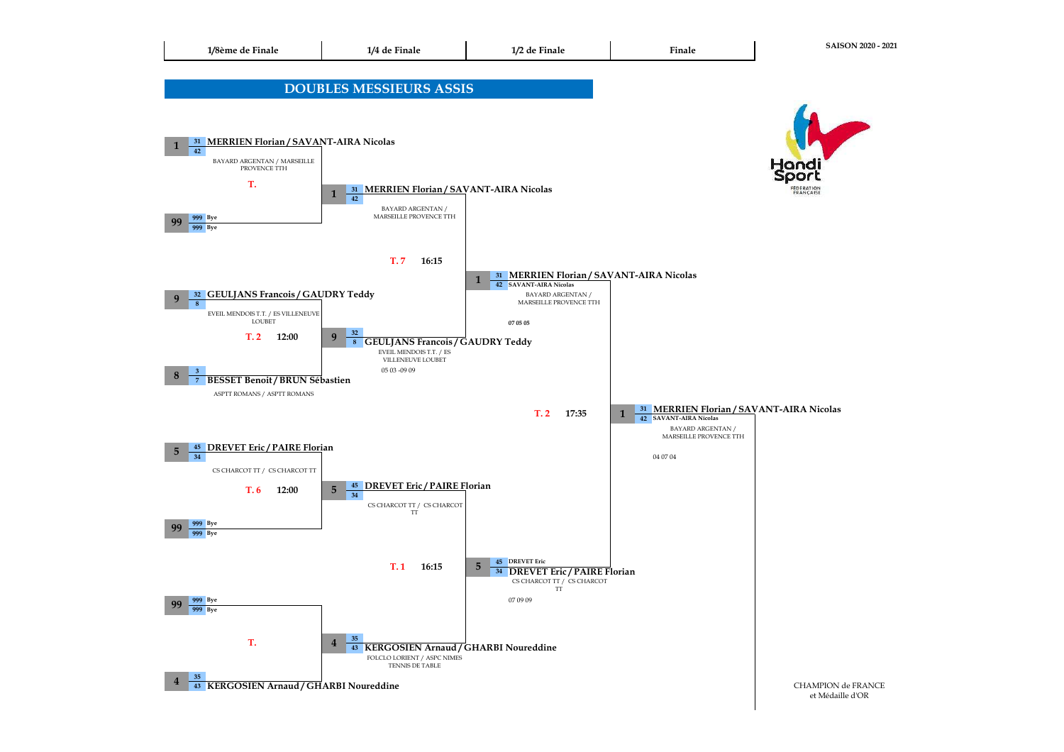**SAISON 2020 - 2021**

| 1/8ème de Finale | 1/4 de Finale | 1/2 de Finale | Finale |
|---|---|---|---|

## DOUBLES MESSIEURS ASSIS

### 1/8ème de Finale

- **1** — 31 / 42 **MERRIEN Florian / SAVANT-AIRA Nicolas** — BAYARD ARGENTAN / MARSEILLE PROVENCE TTH
  - T.
- **99** — 999 Bye / 999 Bye

- **9** — 32 / 8 **GEULJANS Francois / GAUDRY Teddy** — EVEIL MENDOIS T.T. / ES VILLENEUVE LOUBET
  - T. 2 — 12:00
- **8** — 3 / 7 **BESSET Benoit / BRUN Sébastien** — ASPTT ROMANS / ASPTT ROMANS

- **5** — 45 / 34 **DREVET Eric / PAIRE Florian** — CS CHARCOT TT / CS CHARCOT TT
  - T. 6 — 12:00
- **99** — 999 Bye / 999 Bye

- **99** — 999 Bye / 999 Bye
  - T.
- **4** — 35 / 43 **KERGOSIEN Arnaud / GHARBI Noureddine**

### 1/4 de Finale

- **1** — 31 / 42 **MERRIEN Florian / SAVANT-AIRA Nicolas** — BAYARD ARGENTAN / MARSEILLE PROVENCE TTH
  - T. 7 — 16:15
- **9** — 32 / 8 **GEULJANS Francois / GAUDRY Teddy** — EVEIL MENDOIS T.T. / ES VILLENEUVE LOUBET — 05 03 -09 09

- **5** — 45 / 34 **DREVET Eric / PAIRE Florian** — CS CHARCOT TT / CS CHARCOT TT
  - T. 1 — 16:15
- **4** — 35 / 43 **KERGOSIEN Arnaud / GHARBI Noureddine** — FOLCLO LORIENT / ASPC NIMES TENNIS DE TABLE

### 1/2 de Finale

- **1** — 31 / 42 **MERRIEN Florian / SAVANT-AIRA Nicolas** (SAVANT-AIRA Nicolas) — BAYARD ARGENTAN / MARSEILLE PROVENCE TTH — 07 05 05
  - T. 2 — 17:35
- **5** — 45 / 34 **DREVET Eric / PAIRE Florian** (DREVET Eric) — CS CHARCOT TT / CS CHARCOT TT — 07 09 09

### Finale

- **1** — 31 / 42 **MERRIEN Florian / SAVANT-AIRA Nicolas** (SAVANT-AIRA Nicolas) — BAYARD ARGENTAN / MARSEILLE PROVENCE TTH — 04 07 04

CHAMPION de FRANCE et Médaille d'OR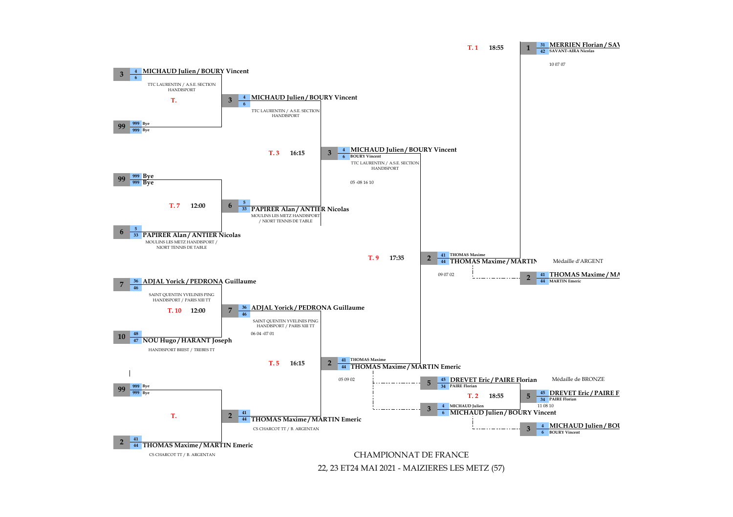# CHAMPIONNAT DE FRANCE

22, 23 ET24 MAI 2021 - MAIZIERES LES METZ (57)

3 | 4 / 6 | MICHAUD Julien / BOURY Vincent
TTC LAURENTIN / A.S.E. SECTION HANDISPORT

T.

99 | 999 / 999 | Bye / Bye

3 | 4 / 6 | MICHAUD Julien / BOURY Vincent
TTC LAURENTIN / A.S.E. SECTION HANDISPORT

T. 3 16:15

99 | 999 / 999 | Bye / Bye

T. 7 12:00

6 | 5 / 33 | PAPIRER Alan / ANTIER Nicolas
MOULINS LES METZ HANDISPORT / NIORT TENNIS DE TABLE

6 | 5 / 33 | PAPIRER Alan / ANTIER Nicolas
MOULINS LES METZ HANDISPORT / NIORT TENNIS DE TABLE

3 | 4 / 6 | MICHAUD Julien / BOURY Vincent
BOURY Vincent
TTC LAURENTIN / A.S.E. SECTION HANDISPORT
05 -08 16 10

T. 9 17:35

7 | 36 / 46 | ADJAL Yorick / PEDRONA Guillaume
SAINT QUENTIN YVELINES PING HANDISPORT / PARIS XIII TT

T. 10 12:00

10 | 48 / 47 | NOU Hugo / HARANT Joseph
HANDISPORT BREST / TREBES TT

7 | 36 / 46 | ADJAL Yorick / PEDRONA Guillaume
SAINT QUENTIN YVELINES PING HANDISPORT / PARIS XIII TT
06 04 -07 01

T. 5 16:15

99 | 999 / 999 | Bye / Bye

T.

2 | 41 / 44 | THOMAS Maxime / MARTIN Emeric
CS CHARCOT TT / B. ARGENTAN

2 | 41 / 44 | THOMAS Maxime / MARTIN Emeric
CS CHARCOT TT / B. ARGENTAN

2 | 41 / 44 | THOMAS Maxime
THOMAS Maxime / MARTIN Emeric
05 09 02

2 | 41 / 44 | THOMAS Maxime
THOMAS Maxime / MARTIN
09 07 02

T. 1 18:55

1 | 31 / 42 | MERRIEN Florian / SAV
SAVANT-AIRA Nicolas
10 07 07

Médaille d'ARGENT

2 | 41 / 44 | THOMAS Maxime / MA
MARTIN Emeric

5 | 45 / 34 | DREVET Eric / PAIRE Florian
PAIRE Florian

T. 2 18:55

3 | 4 / 6 | MICHAUD Julien
MICHAUD Julien / BOURY Vincent

Médaille de BRONZE

5 | 45 / 34 | DREVET Eric / PAIRE F
PAIRE Florian
11 08 10

3 | 4 / 6 | MICHAUD Julien / BOU
BOURY Vincent